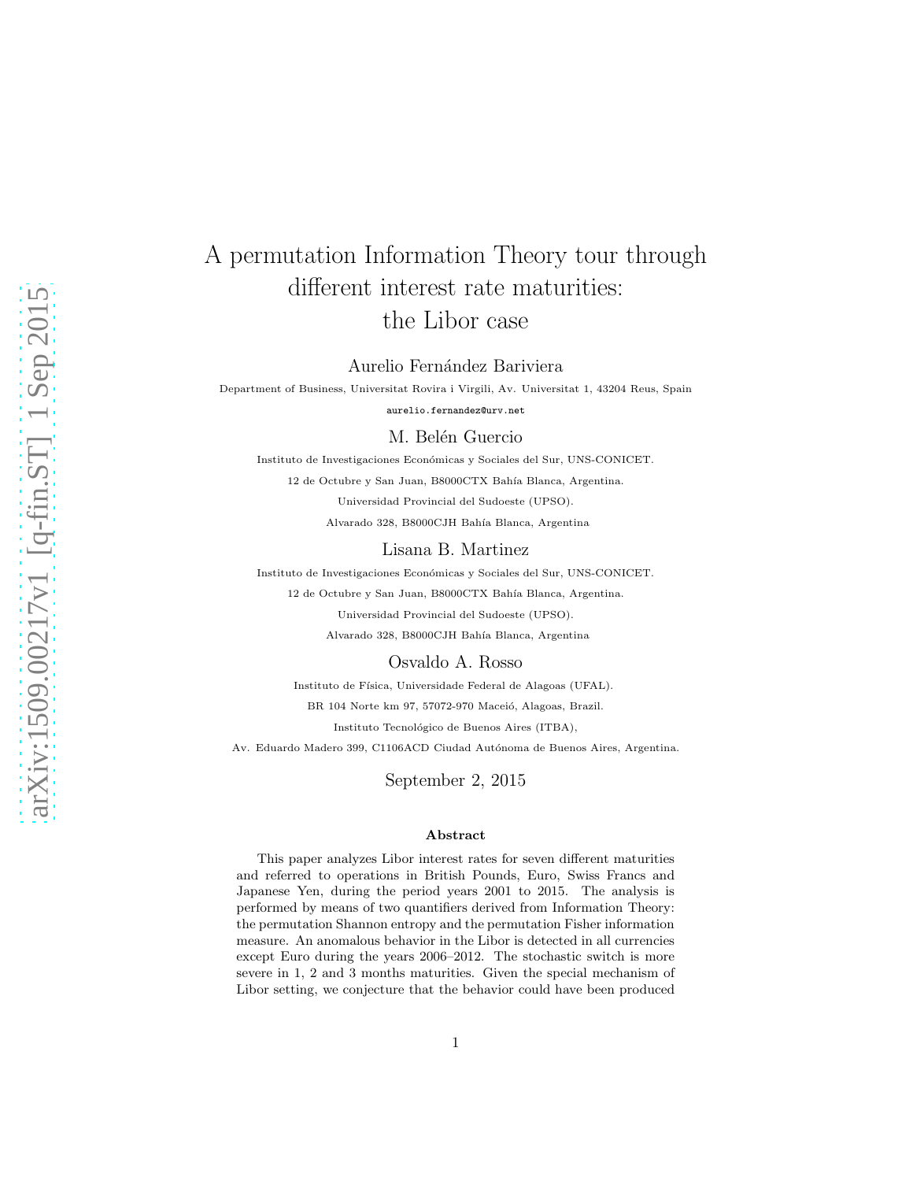# A permutation Information Theory tour through different interest rate maturities: the Libor case

Aurelio Fernández Bariviera

Department of Business, Universitat Rovira i Virgili, Av. Universitat 1, 43204 Reus, Spain

aurelio.fernandez@urv.net

M. Belén Guercio

Instituto de Investigaciones Económicas y Sociales del Sur, UNS-CONICET.

12 de Octubre y San Juan, B8000CTX Bahía Blanca, Argentina.

Universidad Provincial del Sudoeste (UPSO).

Alvarado 328, B8000CJH Bahía Blanca, Argentina

Lisana B. Martinez

Instituto de Investigaciones Económicas y Sociales del Sur, UNS-CONICET.

12 de Octubre y San Juan, B8000CTX Bahía Blanca, Argentina.

Universidad Provincial del Sudoeste (UPSO).

Alvarado 328, B8000CJH Bahía Blanca, Argentina

Osvaldo A. Rosso

Instituto de Física, Universidade Federal de Alagoas (UFAL).

BR 104 Norte km 97, 57072-970 Maceió, Alagoas, Brazil.

Instituto Tecnológico de Buenos Aires (ITBA),

Av. Eduardo Madero 399, C1106ACD Ciudad Autónoma de Buenos Aires, Argentina.

September 2, 2015

### Abstract

This paper analyzes Libor interest rates for seven different maturities and referred to operations in British Pounds, Euro, Swiss Francs and Japanese Yen, during the period years 2001 to 2015. The analysis is performed by means of two quantifiers derived from Information Theory: the permutation Shannon entropy and the permutation Fisher information measure. An anomalous behavior in the Libor is detected in all currencies except Euro during the years 2006–2012. The stochastic switch is more severe in 1, 2 and 3 months maturities. Given the special mechanism of Libor setting, we conjecture that the behavior could have been produced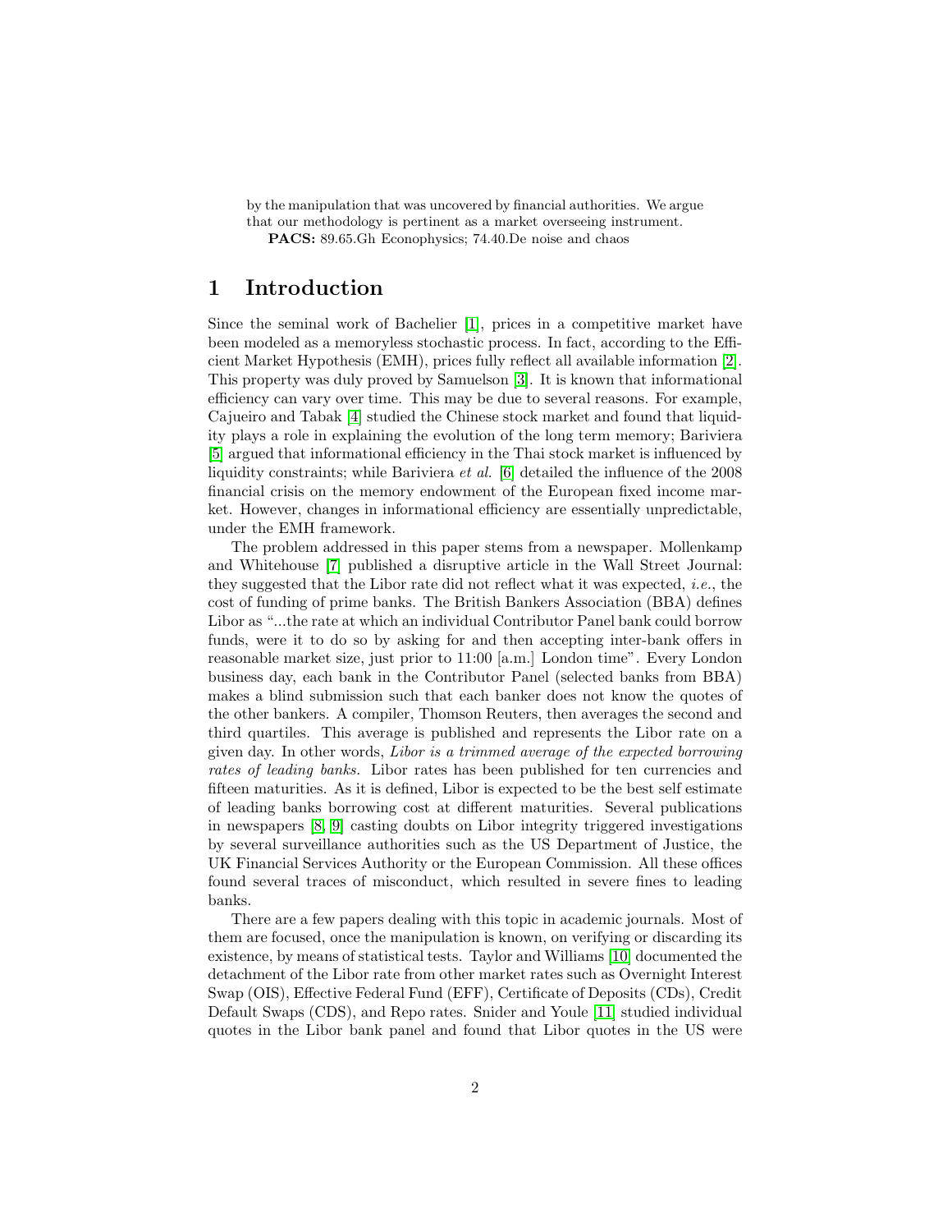by the manipulation that was uncovered by financial authorities. We argue that our methodology is pertinent as a market overseeing instrument.

**PACS:** 89.65.Gh Econophysics; 74.40.De noise and chaos

## 1 Introduction

Since the seminal work of Bachelier [1], prices in a competitive market have been modeled as a memoryless stochastic process. In fact, according to the Efficient Market Hypothesis (EMH), prices fully reflect all available information [2]. This property was duly proved by Samuelson [3]. It is known that informational efficiency can vary over time. This may be due to several reasons. For example, Cajueiro and Tabak [4] studied the Chinese stock market and found that liquidity plays a role in explaining the evolution of the long term memory; Bariviera [5] argued that informational efficiency in the Thai stock market is influenced by liquidity constraints; while Bariviera *et al.* [6] detailed the influence of the 2008 financial crisis on the memory endowment of the European fixed income market. However, changes in informational efficiency are essentially unpredictable, under the EMH framework.

The problem addressed in this paper stems from a newspaper. Mollenkamp and Whitehouse [7] published a disruptive article in the Wall Street Journal: they suggested that the Libor rate did not reflect what it was expected, *i.e.*, the cost of funding of prime banks. The British Bankers Association (BBA) defines Libor as "...the rate at which an individual Contributor Panel bank could borrow funds, were it to do so by asking for and then accepting inter-bank offers in reasonable market size, just prior to 11:00 [a.m.] London time". Every London business day, each bank in the Contributor Panel (selected banks from BBA) makes a blind submission such that each banker does not know the quotes of the other bankers. A compiler, Thomson Reuters, then averages the second and third quartiles. This average is published and represents the Libor rate on a given day. In other words, *Libor is a trimmed average of the expected borrowing rates of leading banks.* Libor rates has been published for ten currencies and fifteen maturities. As it is defined, Libor is expected to be the best self estimate of leading banks borrowing cost at different maturities. Several publications in newspapers [8, 9] casting doubts on Libor integrity triggered investigations by several surveillance authorities such as the US Department of Justice, the UK Financial Services Authority or the European Commission. All these offices found several traces of misconduct, which resulted in severe fines to leading banks.

There are a few papers dealing with this topic in academic journals. Most of them are focused, once the manipulation is known, on verifying or discarding its existence, by means of statistical tests. Taylor and Williams [10] documented the detachment of the Libor rate from other market rates such as Overnight Interest Swap (OIS), Effective Federal Fund (EFF), Certificate of Deposits (CDs), Credit Default Swaps (CDS), and Repo rates. Snider and Youle [11] studied individual quotes in the Libor bank panel and found that Libor quotes in the US were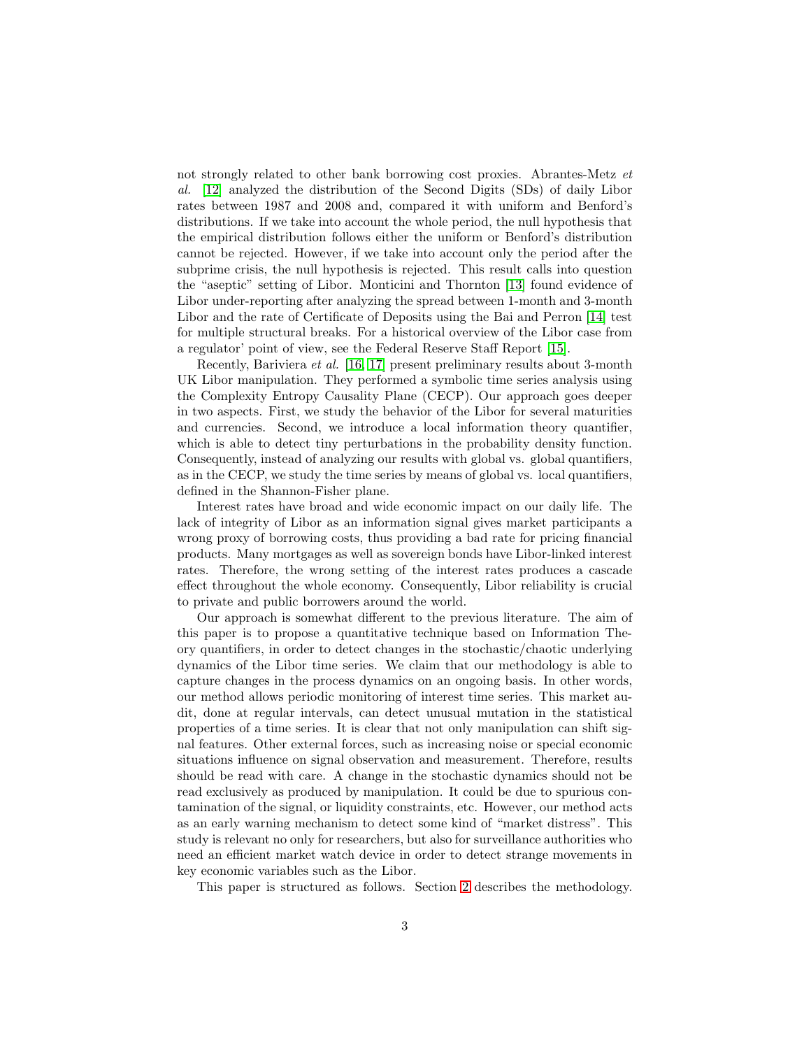not strongly related to other bank borrowing cost proxies. Abrantes-Metz *et al.* [12] analyzed the distribution of the Second Digits (SDs) of daily Libor rates between 1987 and 2008 and, compared it with uniform and Benford's distributions. If we take into account the whole period, the null hypothesis that the empirical distribution follows either the uniform or Benford's distribution cannot be rejected. However, if we take into account only the period after the subprime crisis, the null hypothesis is rejected. This result calls into question the "aseptic" setting of Libor. Monticini and Thornton [13] found evidence of Libor under-reporting after analyzing the spread between 1-month and 3-month Libor and the rate of Certificate of Deposits using the Bai and Perron [14] test for multiple structural breaks. For a historical overview of the Libor case from a regulator' point of view, see the Federal Reserve Staff Report [15].

Recently, Bariviera *et al.* [16, 17] present preliminary results about 3-month UK Libor manipulation. They performed a symbolic time series analysis using the Complexity Entropy Causality Plane (CECP). Our approach goes deeper in two aspects. First, we study the behavior of the Libor for several maturities and currencies. Second, we introduce a local information theory quantifier, which is able to detect tiny perturbations in the probability density function. Consequently, instead of analyzing our results with global vs. global quantifiers, as in the CECP, we study the time series by means of global vs. local quantifiers, defined in the Shannon-Fisher plane.

Interest rates have broad and wide economic impact on our daily life. The lack of integrity of Libor as an information signal gives market participants a wrong proxy of borrowing costs, thus providing a bad rate for pricing financial products. Many mortgages as well as sovereign bonds have Libor-linked interest rates. Therefore, the wrong setting of the interest rates produces a cascade effect throughout the whole economy. Consequently, Libor reliability is crucial to private and public borrowers around the world.

Our approach is somewhat different to the previous literature. The aim of this paper is to propose a quantitative technique based on Information Theory quantifiers, in order to detect changes in the stochastic/chaotic underlying dynamics of the Libor time series. We claim that our methodology is able to capture changes in the process dynamics on an ongoing basis. In other words, our method allows periodic monitoring of interest time series. This market audit, done at regular intervals, can detect unusual mutation in the statistical properties of a time series. It is clear that not only manipulation can shift signal features. Other external forces, such as increasing noise or special economic situations influence on signal observation and measurement. Therefore, results should be read with care. A change in the stochastic dynamics should not be read exclusively as produced by manipulation. It could be due to spurious contamination of the signal, or liquidity constraints, etc. However, our method acts as an early warning mechanism to detect some kind of "market distress". This study is relevant no only for researchers, but also for surveillance authorities who need an efficient market watch device in order to detect strange movements in key economic variables such as the Libor.

This paper is structured as follows. Section 2 describes the methodology.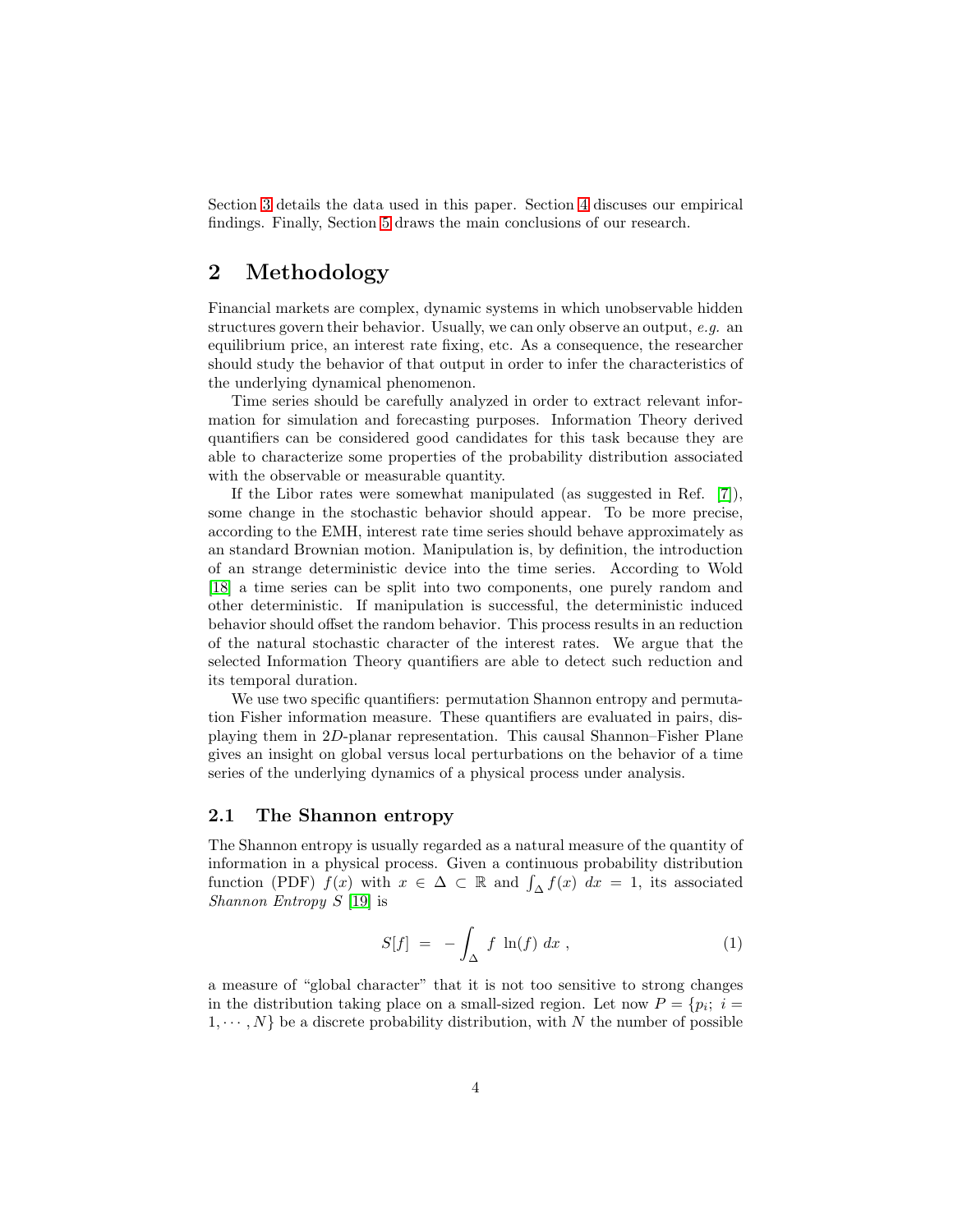Section 3 details the data used in this paper. Section 4 discuses our empirical findings. Finally, Section 5 draws the main conclusions of our research.

## 2 Methodology

Financial markets are complex, dynamic systems in which unobservable hidden structures govern their behavior. Usually, we can only observe an output, *e.g.* an equilibrium price, an interest rate fixing, etc. As a consequence, the researcher should study the behavior of that output in order to infer the characteristics of the underlying dynamical phenomenon.

Time series should be carefully analyzed in order to extract relevant information for simulation and forecasting purposes. Information Theory derived quantifiers can be considered good candidates for this task because they are able to characterize some properties of the probability distribution associated with the observable or measurable quantity.

If the Libor rates were somewhat manipulated (as suggested in Ref. [7]), some change in the stochastic behavior should appear. To be more precise, according to the EMH, interest rate time series should behave approximately as an standard Brownian motion. Manipulation is, by definition, the introduction of an strange deterministic device into the time series. According to Wold [18] a time series can be split into two components, one purely random and other deterministic. If manipulation is successful, the deterministic induced behavior should offset the random behavior. This process results in an reduction of the natural stochastic character of the interest rates. We argue that the selected Information Theory quantifiers are able to detect such reduction and its temporal duration.

We use two specific quantifiers: permutation Shannon entropy and permutation Fisher information measure. These quantifiers are evaluated in pairs, displaying them in $2D$-planar representation. This causal Shannon–Fisher Plane gives an insight on global versus local perturbations on the behavior of a time series of the underlying dynamics of a physical process under analysis.

### 2.1 The Shannon entropy

The Shannon entropy is usually regarded as a natural measure of the quantity of information in a physical process. Given a continuous probability distribution function (PDF) $f(x)$ with $x \in \Delta \subset \mathbb{R}$ and $\int_{\Delta} f(x)\ dx = 1$, its associated *Shannon Entropy* $S$ [19] is

$$S[f] \ = \ -\int_{\Delta} f \ \ln(f) \ dx \ , \tag{1}$$

a measure of "global character" that it is not too sensitive to strong changes in the distribution taking place on a small-sized region. Let now $P = \{p_i;\ i = 1, \cdots, N\}$ be a discrete probability distribution, with $N$ the number of possible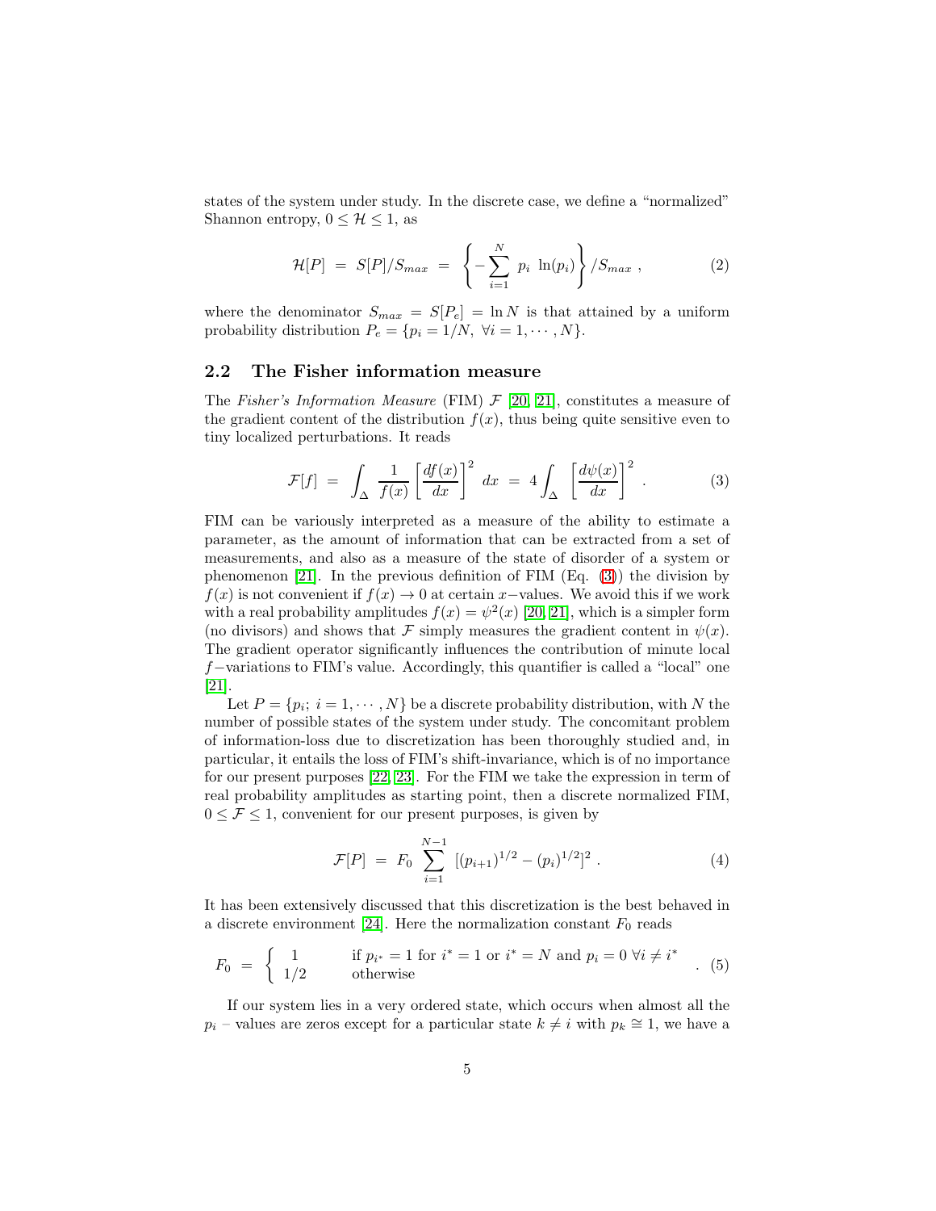states of the system under study. In the discrete case, we define a "normalized" Shannon entropy, $0 \leq \mathcal{H} \leq 1$, as

$$\mathcal{H}[P] \;=\; S[P]/S_{max} \;=\; \left\{ -\sum_{i=1}^{N} \; p_i \; \ln(p_i) \right\} /S_{max} \; , \tag{2}$$

where the denominator $S_{max} = S[P_e] = \ln N$ is that attained by a uniform probability distribution $P_e = \{p_i = 1/N, \; \forall i = 1, \cdots , N\}$.

### 2.2 The Fisher information measure

The *Fisher's Information Measure* (FIM) $\mathcal{F}$ [20, 21], constitutes a measure of the gradient content of the distribution $f(x)$, thus being quite sensitive even to tiny localized perturbations. It reads

$$\mathcal{F}[f] \;=\; \int_{\Delta} \; \frac{1}{f(x)} \left[ \frac{df(x)}{dx} \right]^2 \; dx \;=\; 4 \int_{\Delta} \; \left[ \frac{d\psi(x)}{dx} \right]^2 \; . \tag{3}$$

FIM can be variously interpreted as a measure of the ability to estimate a parameter, as the amount of information that can be extracted from a set of measurements, and also as a measure of the state of disorder of a system or phenomenon [21]. In the previous definition of FIM (Eq. (3)) the division by $f(x)$ is not convenient if $f(x) \to 0$ at certain $x-$values. We avoid this if we work with a real probability amplitudes $f(x) = \psi^2(x)$ [20, 21], which is a simpler form (no divisors) and shows that $\mathcal{F}$ simply measures the gradient content in $\psi(x)$. The gradient operator significantly influences the contribution of minute local $f-$variations to FIM's value. Accordingly, this quantifier is called a "local" one [21].

Let $P = \{p_i; \; i = 1, \cdots , N\}$ be a discrete probability distribution, with $N$ the number of possible states of the system under study. The concomitant problem of information-loss due to discretization has been thoroughly studied and, in particular, it entails the loss of FIM's shift-invariance, which is of no importance for our present purposes [22, 23]. For the FIM we take the expression in term of real probability amplitudes as starting point, then a discrete normalized FIM, $0 \leq \mathcal{F} \leq 1$, convenient for our present purposes, is given by

$$\mathcal{F}[P] \;=\; F_0 \; \sum_{i=1}^{N-1} \; [(p_{i+1})^{1/2} - (p_i)^{1/2}]^2 \; . \tag{4}$$

It has been extensively discussed that this discretization is the best behaved in a discrete environment [24]. Here the normalization constant $F_0$ reads

$$F_0 \;=\; \begin{cases} 1 & \text{if } p_{i^*} = 1 \text{ for } i^* = 1 \text{ or } i^* = N \text{ and } p_i = 0 \; \forall i \neq i^* \\ 1/2 & \text{otherwise} \end{cases} \; . \tag{5}$$

If our system lies in a very ordered state, which occurs when almost all the $p_i$ – values are zeros except for a particular state $k \neq i$ with $p_k \cong 1$, we have a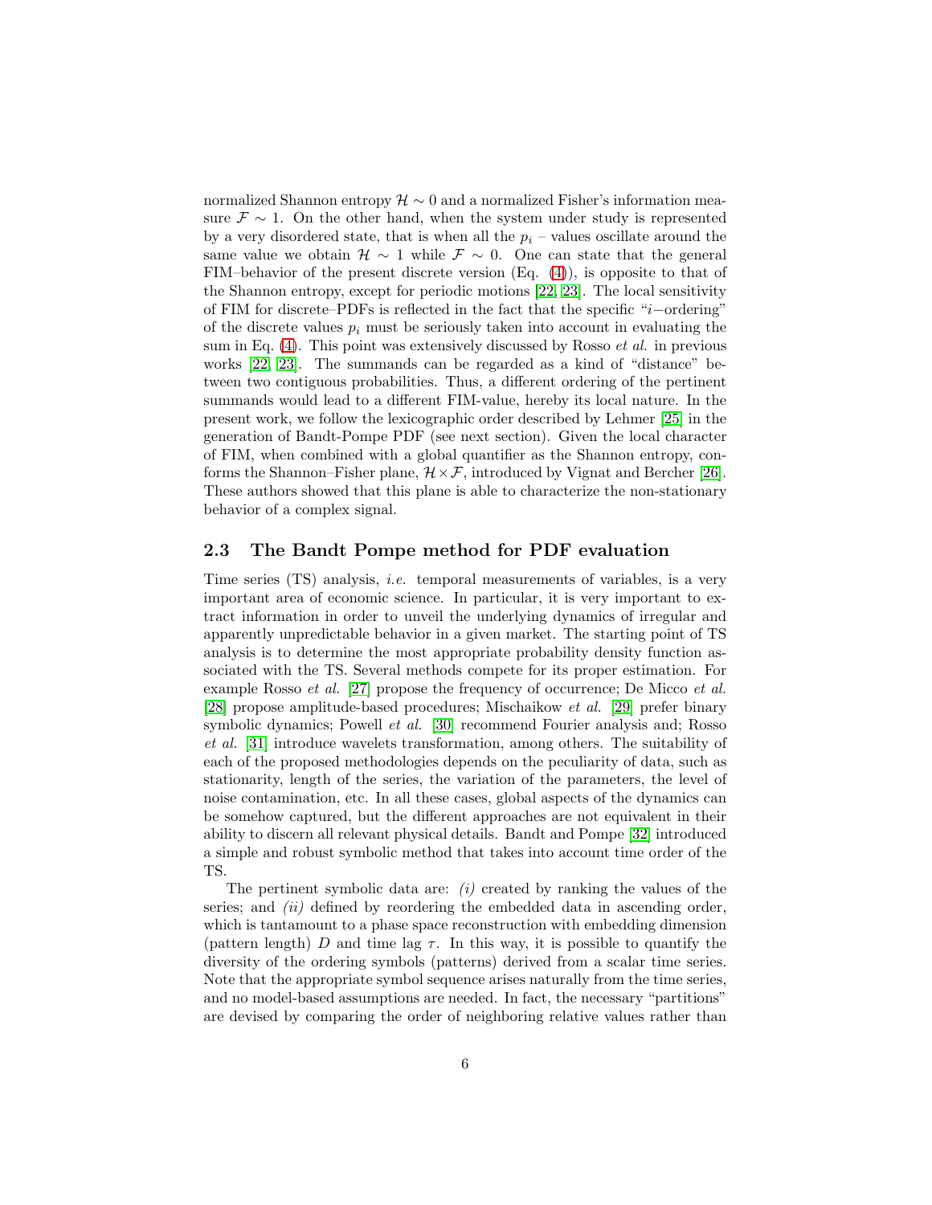normalized Shannon entropy $\mathcal{H} \sim 0$ and a normalized Fisher's information measure $\mathcal{F} \sim 1$. On the other hand, when the system under study is represented by a very disordered state, that is when all the $p_i$ – values oscillate around the same value we obtain $\mathcal{H} \sim 1$ while $\mathcal{F} \sim 0$. One can state that the general FIM–behavior of the present discrete version (Eq. (4)), is opposite to that of the Shannon entropy, except for periodic motions [22, 23]. The local sensitivity of FIM for discrete–PDFs is reflected in the fact that the specific "$i-$ordering" of the discrete values $p_i$ must be seriously taken into account in evaluating the sum in Eq. (4). This point was extensively discussed by Rosso *et al.* in previous works [22, 23]. The summands can be regarded as a kind of "distance" between two contiguous probabilities. Thus, a different ordering of the pertinent summands would lead to a different FIM-value, hereby its local nature. In the present work, we follow the lexicographic order described by Lehmer [25] in the generation of Bandt-Pompe PDF (see next section). Given the local character of FIM, when combined with a global quantifier as the Shannon entropy, conforms the Shannon–Fisher plane, $\mathcal{H} \times \mathcal{F}$, introduced by Vignat and Bercher [26]. These authors showed that this plane is able to characterize the non-stationary behavior of a complex signal.

### 2.3 The Bandt Pompe method for PDF evaluation

Time series (TS) analysis, *i.e.* temporal measurements of variables, is a very important area of economic science. In particular, it is very important to extract information in order to unveil the underlying dynamics of irregular and apparently unpredictable behavior in a given market. The starting point of TS analysis is to determine the most appropriate probability density function associated with the TS. Several methods compete for its proper estimation. For example Rosso *et al.* [27] propose the frequency of occurrence; De Micco *et al.* [28] propose amplitude-based procedures; Mischaikow *et al.* [29] prefer binary symbolic dynamics; Powell *et al.* [30] recommend Fourier analysis and; Rosso *et al.* [31] introduce wavelets transformation, among others. The suitability of each of the proposed methodologies depends on the peculiarity of data, such as stationarity, length of the series, the variation of the parameters, the level of noise contamination, etc. In all these cases, global aspects of the dynamics can be somehow captured, but the different approaches are not equivalent in their ability to discern all relevant physical details. Bandt and Pompe [32] introduced a simple and robust symbolic method that takes into account time order of the TS.

The pertinent symbolic data are: *(i)* created by ranking the values of the series; and *(ii)* defined by reordering the embedded data in ascending order, which is tantamount to a phase space reconstruction with embedding dimension (pattern length) $D$ and time lag $\tau$. In this way, it is possible to quantify the diversity of the ordering symbols (patterns) derived from a scalar time series. Note that the appropriate symbol sequence arises naturally from the time series, and no model-based assumptions are needed. In fact, the necessary "partitions" are devised by comparing the order of neighboring relative values rather than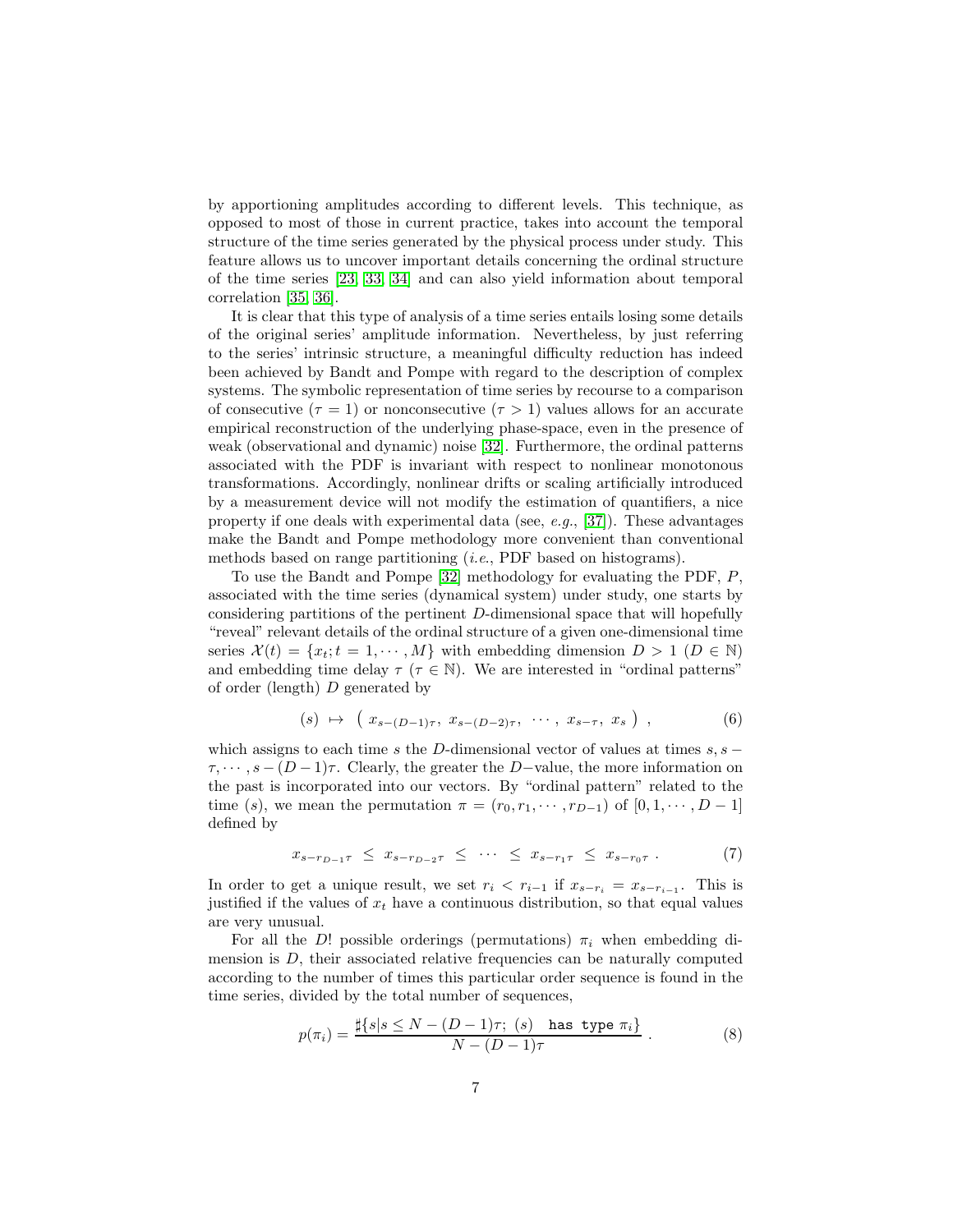by apportioning amplitudes according to different levels. This technique, as opposed to most of those in current practice, takes into account the temporal structure of the time series generated by the physical process under study. This feature allows us to uncover important details concerning the ordinal structure of the time series [23, 33, 34] and can also yield information about temporal correlation [35, 36].

It is clear that this type of analysis of a time series entails losing some details of the original series' amplitude information. Nevertheless, by just referring to the series' intrinsic structure, a meaningful difficulty reduction has indeed been achieved by Bandt and Pompe with regard to the description of complex systems. The symbolic representation of time series by recourse to a comparison of consecutive ($\tau = 1$) or nonconsecutive ($\tau > 1$) values allows for an accurate empirical reconstruction of the underlying phase-space, even in the presence of weak (observational and dynamic) noise [32]. Furthermore, the ordinal patterns associated with the PDF is invariant with respect to nonlinear monotonous transformations. Accordingly, nonlinear drifts or scaling artificially introduced by a measurement device will not modify the estimation of quantifiers, a nice property if one deals with experimental data (see, *e.g.*, [37]). These advantages make the Bandt and Pompe methodology more convenient than conventional methods based on range partitioning (*i.e.*, PDF based on histograms).

To use the Bandt and Pompe [32] methodology for evaluating the PDF, $P$, associated with the time series (dynamical system) under study, one starts by considering partitions of the pertinent $D$-dimensional space that will hopefully "reveal" relevant details of the ordinal structure of a given one-dimensional time series $\mathcal{X}(t) = \{x_t; t = 1, \cdots, M\}$ with embedding dimension $D > 1$ ($D \in \mathbb{N}$) and embedding time delay $\tau$ ($\tau \in \mathbb{N}$). We are interested in "ordinal patterns" of order (length) $D$ generated by

$$(s) \ \mapsto \ \left( \ x_{s-(D-1)\tau}, \ x_{s-(D-2)\tau}, \ \cdots, \ x_{s-\tau}, \ x_s \ \right) \ , \tag{6}$$

which assigns to each time $s$ the $D$-dimensional vector of values at times $s, s-\tau, \cdots, s-(D-1)\tau$. Clearly, the greater the $D-$value, the more information on the past is incorporated into our vectors. By "ordinal pattern" related to the time $(s)$, we mean the permutation $\pi = (r_0, r_1, \cdots, r_{D-1})$ of $[0, 1, \cdots, D-1]$ defined by

$$x_{s-r_{D-1}\tau} \ \leq \ x_{s-r_{D-2}\tau} \ \leq \ \cdots \ \leq \ x_{s-r_1\tau} \ \leq \ x_{s-r_0\tau} \ . \tag{7}$$

In order to get a unique result, we set $r_i < r_{i-1}$ if $x_{s-r_i} = x_{s-r_{i-1}}$. This is justified if the values of $x_t$ have a continuous distribution, so that equal values are very unusual.

For all the $D!$ possible orderings (permutations) $\pi_i$ when embedding dimension is $D$, their associated relative frequencies can be naturally computed according to the number of times this particular order sequence is found in the time series, divided by the total number of sequences,

$$p(\pi_i) = \frac{\sharp\{s | s \leq N - (D-1)\tau; \ (s) \quad \texttt{has type } \pi_i\}}{N - (D-1)\tau} \ . \tag{8}$$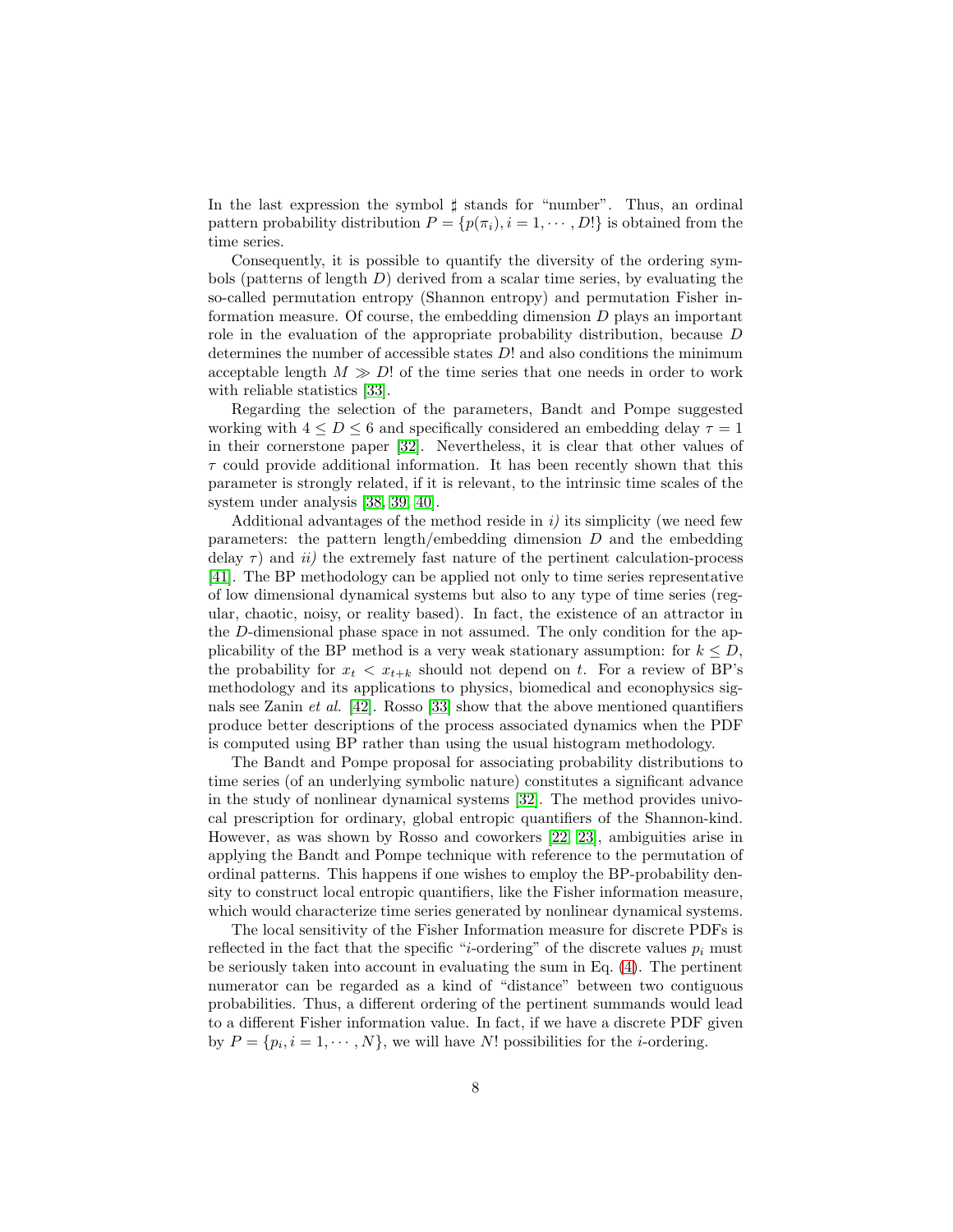In the last expression the symbol $\sharp$ stands for "number". Thus, an ordinal pattern probability distribution $P = \{p(\pi_i), i = 1, \cdots, D!\}$ is obtained from the time series.

Consequently, it is possible to quantify the diversity of the ordering symbols (patterns of length $D$) derived from a scalar time series, by evaluating the so-called permutation entropy (Shannon entropy) and permutation Fisher information measure. Of course, the embedding dimension $D$ plays an important role in the evaluation of the appropriate probability distribution, because $D$ determines the number of accessible states $D!$ and also conditions the minimum acceptable length $M \gg D!$ of the time series that one needs in order to work with reliable statistics [33].

Regarding the selection of the parameters, Bandt and Pompe suggested working with $4 \leq D \leq 6$ and specifically considered an embedding delay $\tau = 1$ in their cornerstone paper [32]. Nevertheless, it is clear that other values of $\tau$ could provide additional information. It has been recently shown that this parameter is strongly related, if it is relevant, to the intrinsic time scales of the system under analysis [38, 39, 40].

Additional advantages of the method reside in *i)* its simplicity (we need few parameters: the pattern length/embedding dimension $D$ and the embedding delay $\tau$) and *ii)* the extremely fast nature of the pertinent calculation-process [41]. The BP methodology can be applied not only to time series representative of low dimensional dynamical systems but also to any type of time series (regular, chaotic, noisy, or reality based). In fact, the existence of an attractor in the $D$-dimensional phase space in not assumed. The only condition for the applicability of the BP method is a very weak stationary assumption: for $k \leq D$, the probability for $x_t < x_{t+k}$ should not depend on $t$. For a review of BP's methodology and its applications to physics, biomedical and econophysics signals see Zanin *et al.* [42]. Rosso [33] show that the above mentioned quantifiers produce better descriptions of the process associated dynamics when the PDF is computed using BP rather than using the usual histogram methodology.

The Bandt and Pompe proposal for associating probability distributions to time series (of an underlying symbolic nature) constitutes a significant advance in the study of nonlinear dynamical systems [32]. The method provides univocal prescription for ordinary, global entropic quantifiers of the Shannon-kind. However, as was shown by Rosso and coworkers [22, 23], ambiguities arise in applying the Bandt and Pompe technique with reference to the permutation of ordinal patterns. This happens if one wishes to employ the BP-probability density to construct local entropic quantifiers, like the Fisher information measure, which would characterize time series generated by nonlinear dynamical systems.

The local sensitivity of the Fisher Information measure for discrete PDFs is reflected in the fact that the specific "$i$-ordering" of the discrete values $p_i$ must be seriously taken into account in evaluating the sum in Eq. (4). The pertinent numerator can be regarded as a kind of "distance" between two contiguous probabilities. Thus, a different ordering of the pertinent summands would lead to a different Fisher information value. In fact, if we have a discrete PDF given by $P = \{p_i, i = 1, \cdots, N\}$, we will have $N!$ possibilities for the $i$-ordering.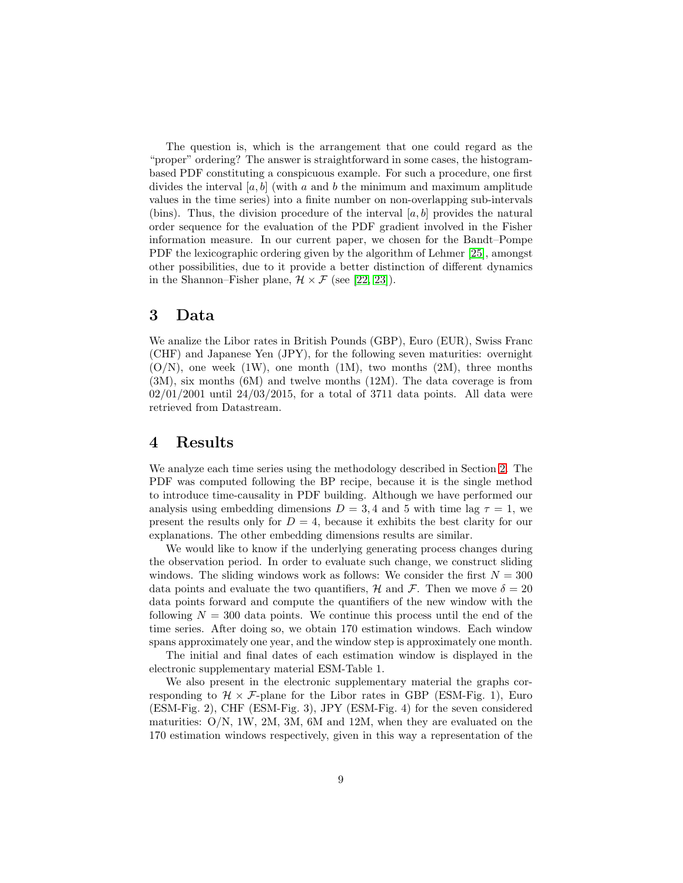The question is, which is the arrangement that one could regard as the "proper" ordering? The answer is straightforward in some cases, the histogram-based PDF constituting a conspicuous example. For such a procedure, one first divides the interval $[a, b]$ (with $a$ and $b$ the minimum and maximum amplitude values in the time series) into a finite number on non-overlapping sub-intervals (bins). Thus, the division procedure of the interval $[a, b]$ provides the natural order sequence for the evaluation of the PDF gradient involved in the Fisher information measure. In our current paper, we chosen for the Bandt–Pompe PDF the lexicographic ordering given by the algorithm of Lehmer [25], amongst other possibilities, due to it provide a better distinction of different dynamics in the Shannon–Fisher plane, $\mathcal{H} \times \mathcal{F}$ (see [22, 23]).

# 3 Data

We analize the Libor rates in British Pounds (GBP), Euro (EUR), Swiss Franc (CHF) and Japanese Yen (JPY), for the following seven maturities: overnight (O/N), one week (1W), one month (1M), two months (2M), three months (3M), six months (6M) and twelve months (12M). The data coverage is from 02/01/2001 until 24/03/2015, for a total of 3711 data points. All data were retrieved from Datastream.

# 4 Results

We analyze each time series using the methodology described in Section 2. The PDF was computed following the BP recipe, because it is the single method to introduce time-causality in PDF building. Although we have performed our analysis using embedding dimensions $D = 3, 4$ and $5$ with time lag $\tau = 1$, we present the results only for $D = 4$, because it exhibits the best clarity for our explanations. The other embedding dimensions results are similar.

We would like to know if the underlying generating process changes during the observation period. In order to evaluate such change, we construct sliding windows. The sliding windows work as follows: We consider the first $N = 300$ data points and evaluate the two quantifiers, $\mathcal{H}$ and $\mathcal{F}$. Then we move $\delta = 20$ data points forward and compute the quantifiers of the new window with the following $N = 300$ data points. We continue this process until the end of the time series. After doing so, we obtain 170 estimation windows. Each window spans approximately one year, and the window step is approximately one month.

The initial and final dates of each estimation window is displayed in the electronic supplementary material ESM-Table 1.

We also present in the electronic supplementary material the graphs corresponding to $\mathcal{H} \times \mathcal{F}$-plane for the Libor rates in GBP (ESM-Fig. 1), Euro (ESM-Fig. 2), CHF (ESM-Fig. 3), JPY (ESM-Fig. 4) for the seven considered maturities: O/N, 1W, 2M, 3M, 6M and 12M, when they are evaluated on the 170 estimation windows respectively, given in this way a representation of the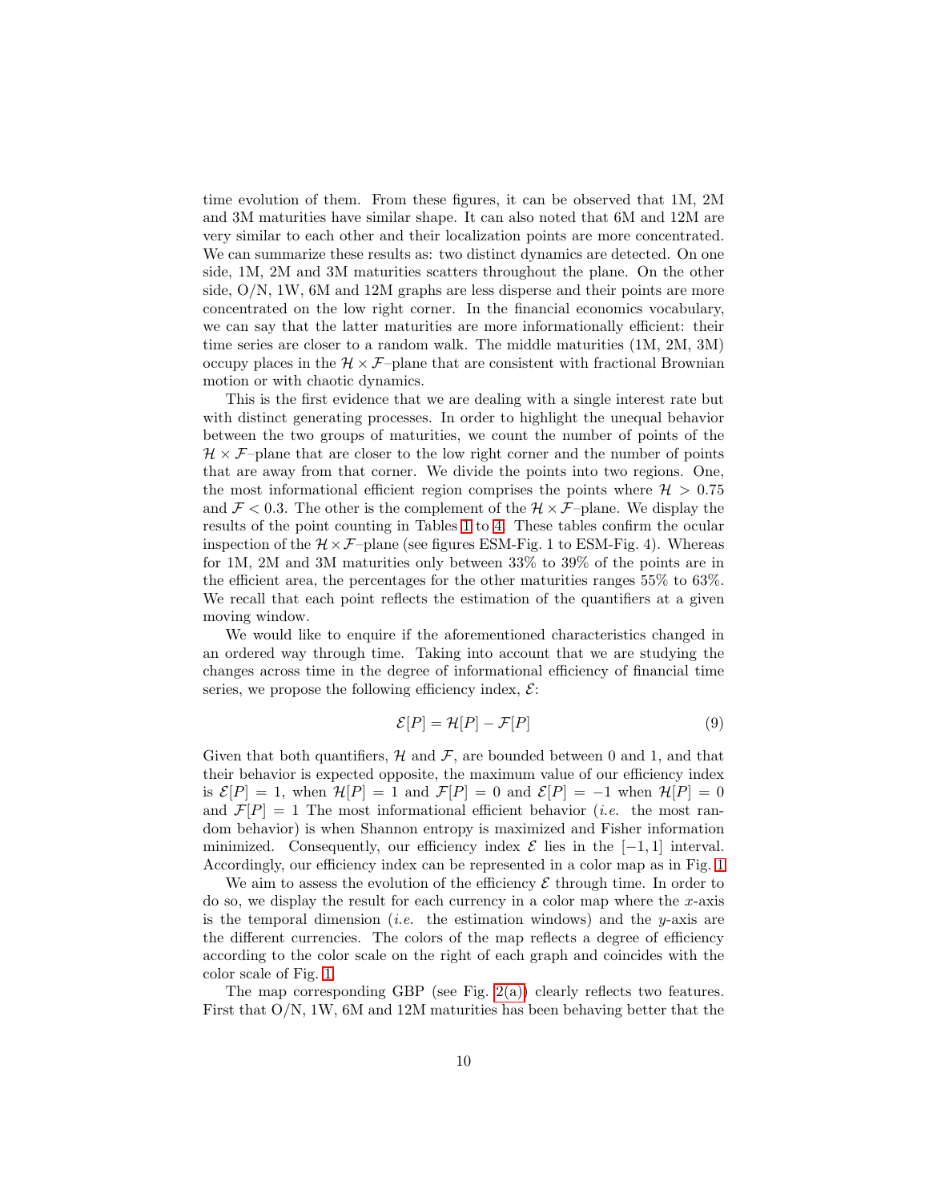time evolution of them. From these figures, it can be observed that 1M, 2M and 3M maturities have similar shape. It can also noted that 6M and 12M are very similar to each other and their localization points are more concentrated. We can summarize these results as: two distinct dynamics are detected. On one side, 1M, 2M and 3M maturities scatters throughout the plane. On the other side, O/N, 1W, 6M and 12M graphs are less disperse and their points are more concentrated on the low right corner. In the financial economics vocabulary, we can say that the latter maturities are more informationally efficient: their time series are closer to a random walk. The middle maturities (1M, 2M, 3M) occupy places in the $\mathcal{H} \times \mathcal{F}$–plane that are consistent with fractional Brownian motion or with chaotic dynamics.

This is the first evidence that we are dealing with a single interest rate but with distinct generating processes. In order to highlight the unequal behavior between the two groups of maturities, we count the number of points of the $\mathcal{H} \times \mathcal{F}$–plane that are closer to the low right corner and the number of points that are away from that corner. We divide the points into two regions. One, the most informational efficient region comprises the points where $\mathcal{H} > 0.75$ and $\mathcal{F} < 0.3$. The other is the complement of the $\mathcal{H} \times \mathcal{F}$–plane. We display the results of the point counting in Tables 1 to 4. These tables confirm the ocular inspection of the $\mathcal{H} \times \mathcal{F}$–plane (see figures ESM-Fig. 1 to ESM-Fig. 4). Whereas for 1M, 2M and 3M maturities only between 33% to 39% of the points are in the efficient area, the percentages for the other maturities ranges 55% to 63%. We recall that each point reflects the estimation of the quantifiers at a given moving window.

We would like to enquire if the aforementioned characteristics changed in an ordered way through time. Taking into account that we are studying the changes across time in the degree of informational efficiency of financial time series, we propose the following efficiency index, $\mathcal{E}$:

$$\mathcal{E}[P] = \mathcal{H}[P] - \mathcal{F}[P] \tag{9}$$

Given that both quantifiers, $\mathcal{H}$ and $\mathcal{F}$, are bounded between 0 and 1, and that their behavior is expected opposite, the maximum value of our efficiency index is $\mathcal{E}[P] = 1$, when $\mathcal{H}[P] = 1$ and $\mathcal{F}[P] = 0$ and $\mathcal{E}[P] = -1$ when $\mathcal{H}[P] = 0$ and $\mathcal{F}[P] = 1$ The most informational efficient behavior (*i.e.* the most random behavior) is when Shannon entropy is maximized and Fisher information minimized. Consequently, our efficiency index $\mathcal{E}$ lies in the $[-1, 1]$ interval. Accordingly, our efficiency index can be represented in a color map as in Fig. 1.

We aim to assess the evolution of the efficiency $\mathcal{E}$ through time. In order to do so, we display the result for each currency in a color map where the $x$-axis is the temporal dimension (*i.e.* the estimation windows) and the $y$-axis are the different currencies. The colors of the map reflects a degree of efficiency according to the color scale on the right of each graph and coincides with the color scale of Fig. 1.

The map corresponding GBP (see Fig. 2(a)) clearly reflects two features. First that O/N, 1W, 6M and 12M maturities has been behaving better that the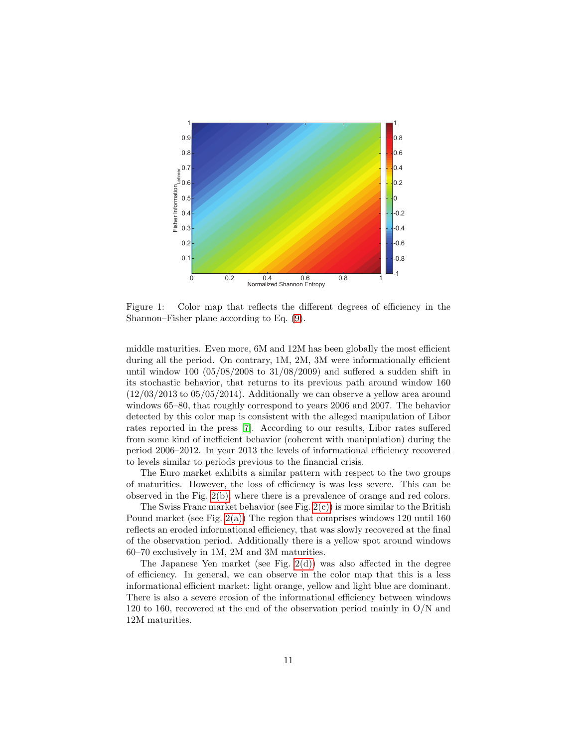Figure 1: Color map that reflects the different degrees of efficiency in the Shannon–Fisher plane according to Eq. (9).

middle maturities. Even more, 6M and 12M has been globally the most efficient during all the period. On contrary, 1M, 2M, 3M were informationally efficient until window 100 (05/08/2008 to 31/08/2009) and suffered a sudden shift in its stochastic behavior, that returns to its previous path around window 160 (12/03/2013 to 05/05/2014). Additionally we can observe a yellow area around windows 65–80, that roughly correspond to years 2006 and 2007. The behavior detected by this color map is consistent with the alleged manipulation of Libor rates reported in the press [7]. According to our results, Libor rates suffered from some kind of inefficient behavior (coherent with manipulation) during the period 2006–2012. In year 2013 the levels of informational efficiency recovered to levels similar to periods previous to the financial crisis.

The Euro market exhibits a similar pattern with respect to the two groups of maturities. However, the loss of efficiency is was less severe. This can be observed in the Fig. 2(b), where there is a prevalence of orange and red colors.

The Swiss Franc market behavior (see Fig. 2(c)) is more similar to the British Pound market (see Fig. 2(a)) The region that comprises windows 120 until 160 reflects an eroded informational efficiency, that was slowly recovered at the final of the observation period. Additionally there is a yellow spot around windows 60–70 exclusively in 1M, 2M and 3M maturities.

The Japanese Yen market (see Fig. 2(d)) was also affected in the degree of efficiency. In general, we can observe in the color map that this is a less informational efficient market: light orange, yellow and light blue are dominant. There is also a severe erosion of the informational efficiency between windows 120 to 160, recovered at the end of the observation period mainly in O/N and 12M maturities.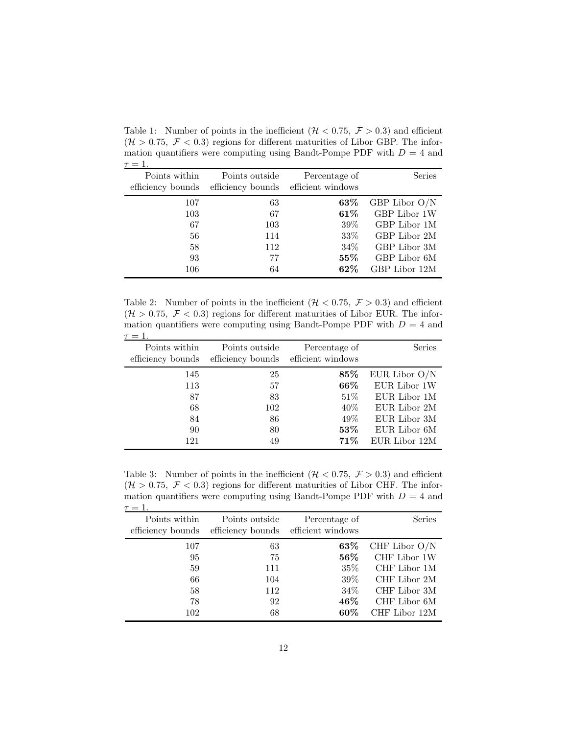Table 1: Number of points in the inefficient ($\mathcal{H} < 0.75,\ \mathcal{F} > 0.3$) and efficient ($\mathcal{H} > 0.75,\ \mathcal{F} < 0.3$) regions for different maturities of Libor GBP. The information quantifiers were computing using Bandt-Pompe PDF with $D = 4$ and $\tau = 1$.

| Points within efficiency bounds | Points outside efficiency bounds | Percentage of efficient windows | Series |
|---:|---:|---:|---:|
| 107 | 63 | **63%** | GBP Libor O/N |
| 103 | 67 | **61%** | GBP Libor 1W |
| 67 | 103 | 39% | GBP Libor 1M |
| 56 | 114 | 33% | GBP Libor 2M |
| 58 | 112 | 34% | GBP Libor 3M |
| 93 | 77 | **55%** | GBP Libor 6M |
| 106 | 64 | **62%** | GBP Libor 12M |

Table 2: Number of points in the inefficient ($\mathcal{H} < 0.75,\ \mathcal{F} > 0.3$) and efficient ($\mathcal{H} > 0.75,\ \mathcal{F} < 0.3$) regions for different maturities of Libor EUR. The information quantifiers were computing using Bandt-Pompe PDF with $D = 4$ and $\tau = 1$.

| Points within efficiency bounds | Points outside efficiency bounds | Percentage of efficient windows | Series |
|---:|---:|---:|---:|
| 145 | 25 | **85%** | EUR Libor O/N |
| 113 | 57 | **66%** | EUR Libor 1W |
| 87 | 83 | 51% | EUR Libor 1M |
| 68 | 102 | 40% | EUR Libor 2M |
| 84 | 86 | 49% | EUR Libor 3M |
| 90 | 80 | **53%** | EUR Libor 6M |
| 121 | 49 | **71%** | EUR Libor 12M |

Table 3: Number of points in the inefficient ($\mathcal{H} < 0.75,\ \mathcal{F} > 0.3$) and efficient ($\mathcal{H} > 0.75,\ \mathcal{F} < 0.3$) regions for different maturities of Libor CHF. The information quantifiers were computing using Bandt-Pompe PDF with $D = 4$ and $\tau = 1$.

| Points within efficiency bounds | Points outside efficiency bounds | Percentage of efficient windows | Series |
|---:|---:|---:|---:|
| 107 | 63 | **63%** | CHF Libor O/N |
| 95 | 75 | **56%** | CHF Libor 1W |
| 59 | 111 | 35% | CHF Libor 1M |
| 66 | 104 | 39% | CHF Libor 2M |
| 58 | 112 | 34% | CHF Libor 3M |
| 78 | 92 | **46%** | CHF Libor 6M |
| 102 | 68 | **60%** | CHF Libor 12M |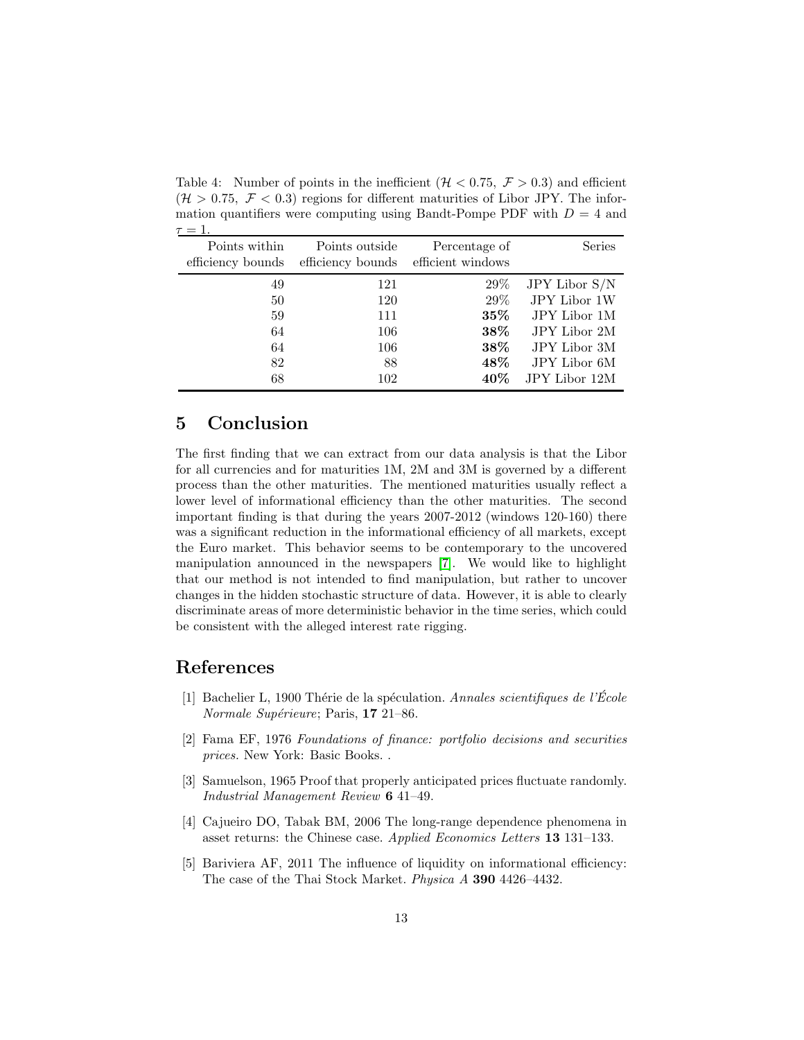Table 4: Number of points in the inefficient ($\mathcal{H} < 0.75,\ \mathcal{F} > 0.3$) and efficient ($\mathcal{H} > 0.75,\ \mathcal{F} < 0.3$) regions for different maturities of Libor JPY. The information quantifiers were computing using Bandt-Pompe PDF with $D = 4$ and $\tau = 1$.

| Points within efficiency bounds | Points outside efficiency bounds | Percentage of efficient windows | Series |
|---:|---:|---:|---:|
| 49 | 121 | 29% | JPY Libor S/N |
| 50 | 120 | 29% | JPY Libor 1W |
| 59 | 111 | **35%** | JPY Libor 1M |
| 64 | 106 | **38%** | JPY Libor 2M |
| 64 | 106 | **38%** | JPY Libor 3M |
| 82 | 88 | **48%** | JPY Libor 6M |
| 68 | 102 | **40%** | JPY Libor 12M |

# 5 Conclusion

The first finding that we can extract from our data analysis is that the Libor for all currencies and for maturities 1M, 2M and 3M is governed by a different process than the other maturities. The mentioned maturities usually reflect a lower level of informational efficiency than the other maturities. The second important finding is that during the years 2007-2012 (windows 120-160) there was a significant reduction in the informational efficiency of all markets, except the Euro market. This behavior seems to be contemporary to the uncovered manipulation announced in the newspapers [7]. We would like to highlight that our method is not intended to find manipulation, but rather to uncover changes in the hidden stochastic structure of data. However, it is able to clearly discriminate areas of more deterministic behavior in the time series, which could be consistent with the alleged interest rate rigging.

# References

[1] Bachelier L, 1900 Thérie de la spéculation. *Annales scientifiques de l'École Normale Supérieure*; Paris, **17** 21–86.

[2] Fama EF, 1976 *Foundations of finance: portfolio decisions and securities prices.* New York: Basic Books. .

[3] Samuelson, 1965 Proof that properly anticipated prices fluctuate randomly. *Industrial Management Review* **6** 41–49.

[4] Cajueiro DO, Tabak BM, 2006 The long-range dependence phenomena in asset returns: the Chinese case. *Applied Economics Letters* **13** 131–133.

[5] Bariviera AF, 2011 The influence of liquidity on informational efficiency: The case of the Thai Stock Market. *Physica A* **390** 4426–4432.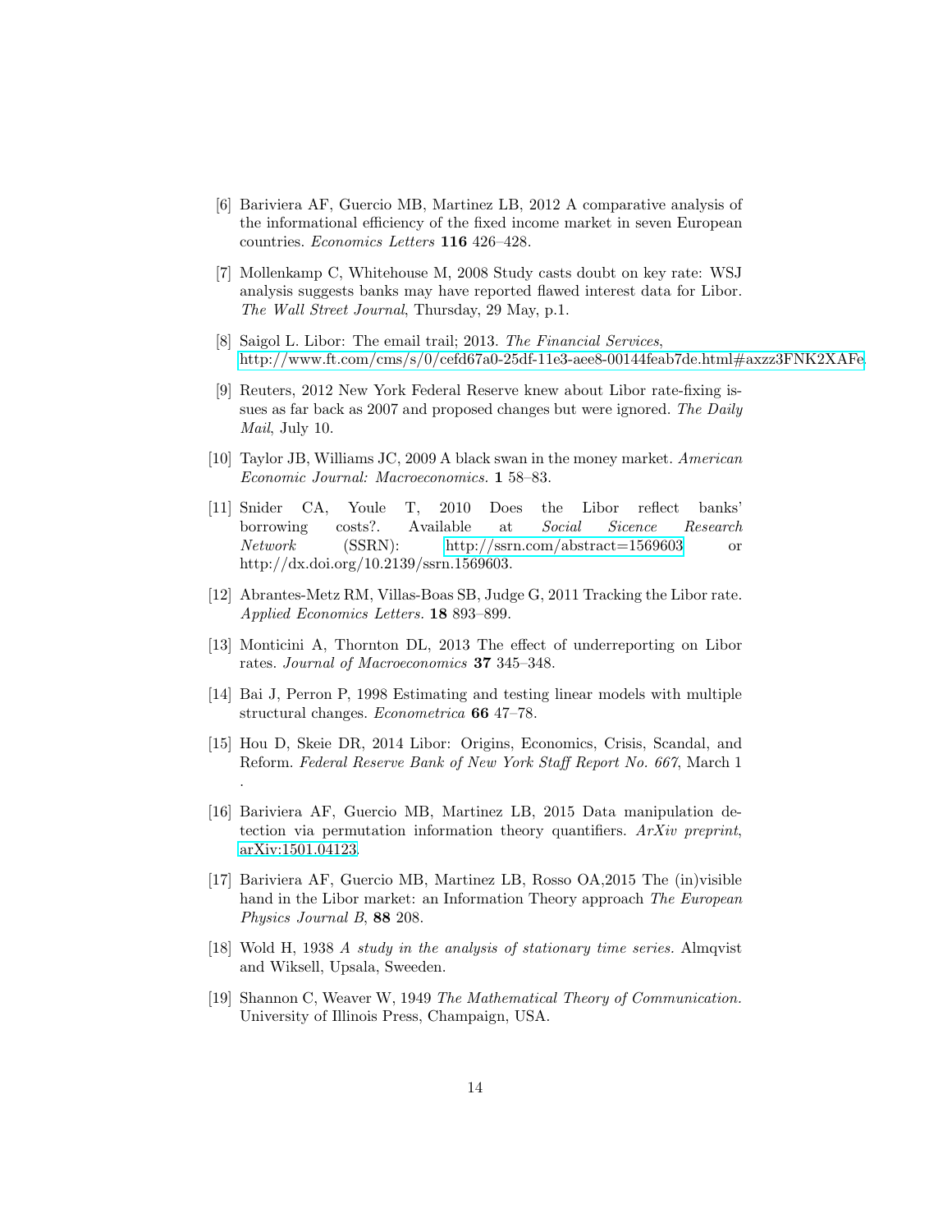[6] Bariviera AF, Guercio MB, Martinez LB, 2012 A comparative analysis of the informational efficiency of the fixed income market in seven European countries. *Economics Letters* **116** 426–428.

[7] Mollenkamp C, Whitehouse M, 2008 Study casts doubt on key rate: WSJ analysis suggests banks may have reported flawed interest data for Libor. *The Wall Street Journal*, Thursday, 29 May, p.1.

[8] Saigol L. Libor: The email trail; 2013. *The Financial Services*, http://www.ft.com/cms/s/0/cefd67a0-25df-11e3-aee8-00144feab7de.html#axzz3FNK2XAFe.

[9] Reuters, 2012 New York Federal Reserve knew about Libor rate-fixing issues as far back as 2007 and proposed changes but were ignored. *The Daily Mail*, July 10.

[10] Taylor JB, Williams JC, 2009 A black swan in the money market. *American Economic Journal: Macroeconomics.* **1** 58–83.

[11] Snider CA, Youle T, 2010 Does the Libor reflect banks' borrowing costs?. Available at *Social Sicence Research Network* (SSRN): http://ssrn.com/abstract=1569603 or http://dx.doi.org/10.2139/ssrn.1569603.

[12] Abrantes-Metz RM, Villas-Boas SB, Judge G, 2011 Tracking the Libor rate. *Applied Economics Letters.* **18** 893–899.

[13] Monticini A, Thornton DL, 2013 The effect of underreporting on Libor rates. *Journal of Macroeconomics* **37** 345–348.

[14] Bai J, Perron P, 1998 Estimating and testing linear models with multiple structural changes. *Econometrica* **66** 47–78.

[15] Hou D, Skeie DR, 2014 Libor: Origins, Economics, Crisis, Scandal, and Reform. *Federal Reserve Bank of New York Staff Report No. 667*, March 1 .

[16] Bariviera AF, Guercio MB, Martinez LB, 2015 Data manipulation detection via permutation information theory quantifiers. *ArXiv preprint*, arXiv:1501.04123.

[17] Bariviera AF, Guercio MB, Martinez LB, Rosso OA,2015 The (in)visible hand in the Libor market: an Information Theory approach *The European Physics Journal B*, **88** 208.

[18] Wold H, 1938 *A study in the analysis of stationary time series.* Almqvist and Wiksell, Upsala, Sweeden.

[19] Shannon C, Weaver W, 1949 *The Mathematical Theory of Communication.* University of Illinois Press, Champaign, USA.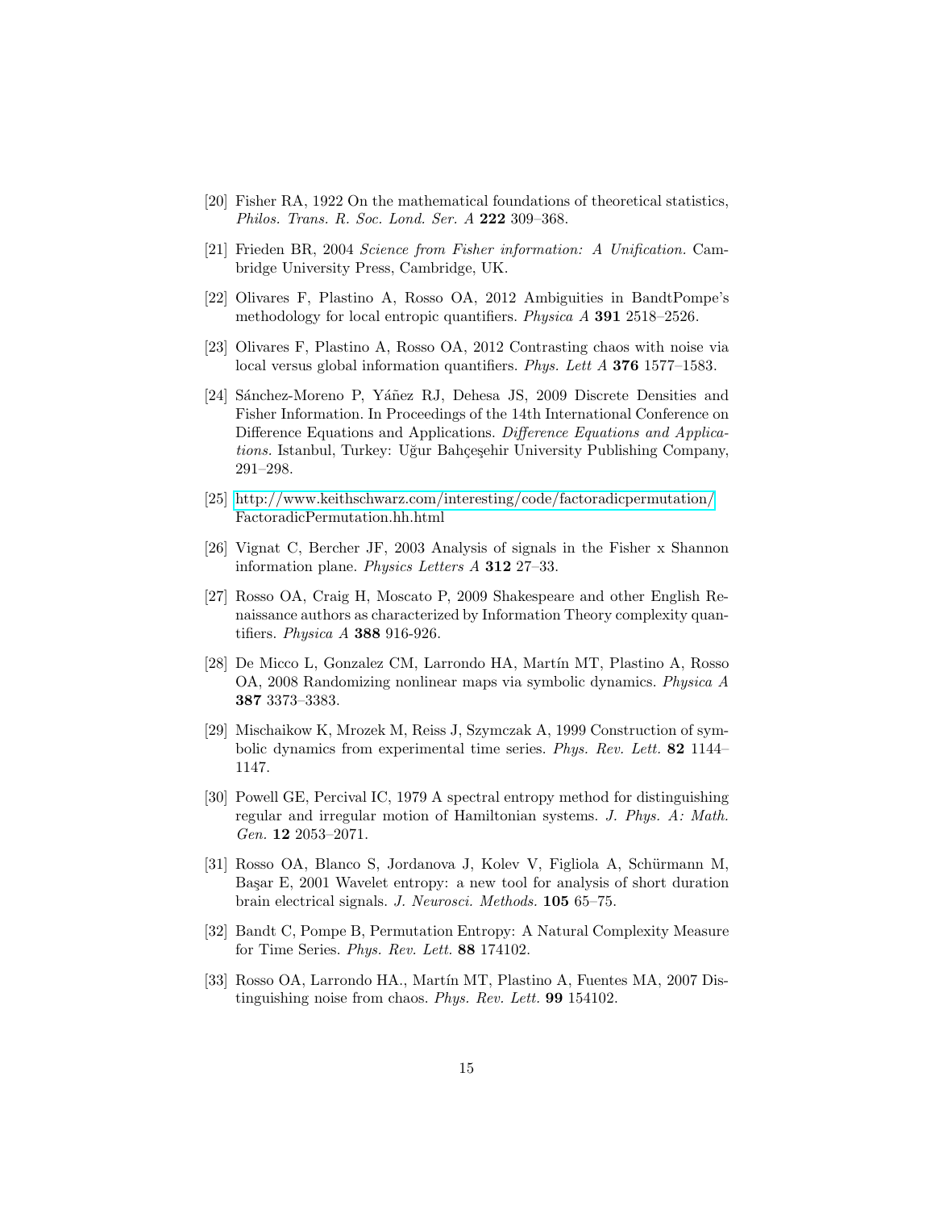[20] Fisher RA, 1922 On the mathematical foundations of theoretical statistics, *Philos. Trans. R. Soc. Lond. Ser. A* **222** 309–368.

[21] Frieden BR, 2004 *Science from Fisher information: A Unification.* Cambridge University Press, Cambridge, UK.

[22] Olivares F, Plastino A, Rosso OA, 2012 Ambiguities in BandtPompe's methodology for local entropic quantifiers. *Physica A* **391** 2518–2526.

[23] Olivares F, Plastino A, Rosso OA, 2012 Contrasting chaos with noise via local versus global information quantifiers. *Phys. Lett A* **376** 1577–1583.

[24] Sánchez-Moreno P, Yáñez RJ, Dehesa JS, 2009 Discrete Densities and Fisher Information. In Proceedings of the 14th International Conference on Difference Equations and Applications. *Difference Equations and Applications.* Istanbul, Turkey: Uğur Bahçeşehir University Publishing Company, 291–298.

[25] http://www.keithschwarz.com/interesting/code/factoradicpermutation/FactoradicPermutation.hh.html

[26] Vignat C, Bercher JF, 2003 Analysis of signals in the Fisher x Shannon information plane. *Physics Letters A* **312** 27–33.

[27] Rosso OA, Craig H, Moscato P, 2009 Shakespeare and other English Renaissance authors as characterized by Information Theory complexity quantifiers. *Physica A* **388** 916-926.

[28] De Micco L, Gonzalez CM, Larrondo HA, Martín MT, Plastino A, Rosso OA, 2008 Randomizing nonlinear maps via symbolic dynamics. *Physica A* **387** 3373–3383.

[29] Mischaikow K, Mrozek M, Reiss J, Szymczak A, 1999 Construction of symbolic dynamics from experimental time series. *Phys. Rev. Lett.* **82** 1144–1147.

[30] Powell GE, Percival IC, 1979 A spectral entropy method for distinguishing regular and irregular motion of Hamiltonian systems. *J. Phys. A: Math. Gen.* **12** 2053–2071.

[31] Rosso OA, Blanco S, Jordanova J, Kolev V, Figliola A, Schürmann M, Başar E, 2001 Wavelet entropy: a new tool for analysis of short duration brain electrical signals. *J. Neurosci. Methods.* **105** 65–75.

[32] Bandt C, Pompe B, Permutation Entropy: A Natural Complexity Measure for Time Series. *Phys. Rev. Lett.* **88** 174102.

[33] Rosso OA, Larrondo HA., Martín MT, Plastino A, Fuentes MA, 2007 Distinguishing noise from chaos. *Phys. Rev. Lett.* **99** 154102.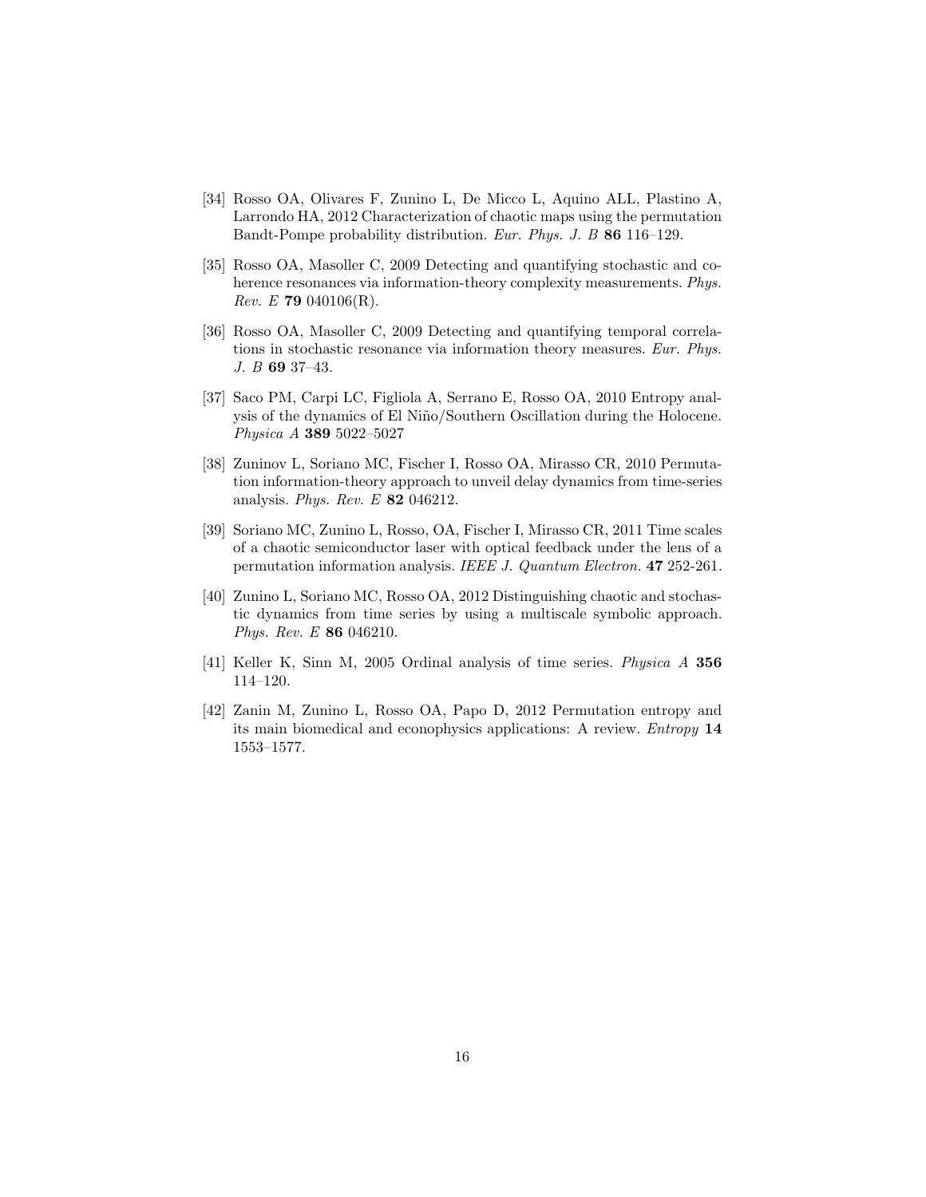[34] Rosso OA, Olivares F, Zunino L, De Micco L, Aquino ALL, Plastino A, Larrondo HA, 2012 Characterization of chaotic maps using the permutation Bandt-Pompe probability distribution. *Eur. Phys. J. B* **86** 116–129.

[35] Rosso OA, Masoller C, 2009 Detecting and quantifying stochastic and coherence resonances via information-theory complexity measurements. *Phys. Rev. E* **79** 040106(R).

[36] Rosso OA, Masoller C, 2009 Detecting and quantifying temporal correlations in stochastic resonance via information theory measures. *Eur. Phys. J. B* **69** 37–43.

[37] Saco PM, Carpi LC, Figliola A, Serrano E, Rosso OA, 2010 Entropy analysis of the dynamics of El Niño/Southern Oscillation during the Holocene. *Physica A* **389** 5022–5027

[38] Zuninov L, Soriano MC, Fischer I, Rosso OA, Mirasso CR, 2010 Permutation information-theory approach to unveil delay dynamics from time-series analysis. *Phys. Rev. E* **82** 046212.

[39] Soriano MC, Zunino L, Rosso, OA, Fischer I, Mirasso CR, 2011 Time scales of a chaotic semiconductor laser with optical feedback under the lens of a permutation information analysis. *IEEE J. Quantum Electron.* **47** 252-261.

[40] Zunino L, Soriano MC, Rosso OA, 2012 Distinguishing chaotic and stochastic dynamics from time series by using a multiscale symbolic approach. *Phys. Rev. E* **86** 046210.

[41] Keller K, Sinn M, 2005 Ordinal analysis of time series. *Physica A* **356** 114–120.

[42] Zanin M, Zunino L, Rosso OA, Papo D, 2012 Permutation entropy and its main biomedical and econophysics applications: A review. *Entropy* **14** 1553–1577.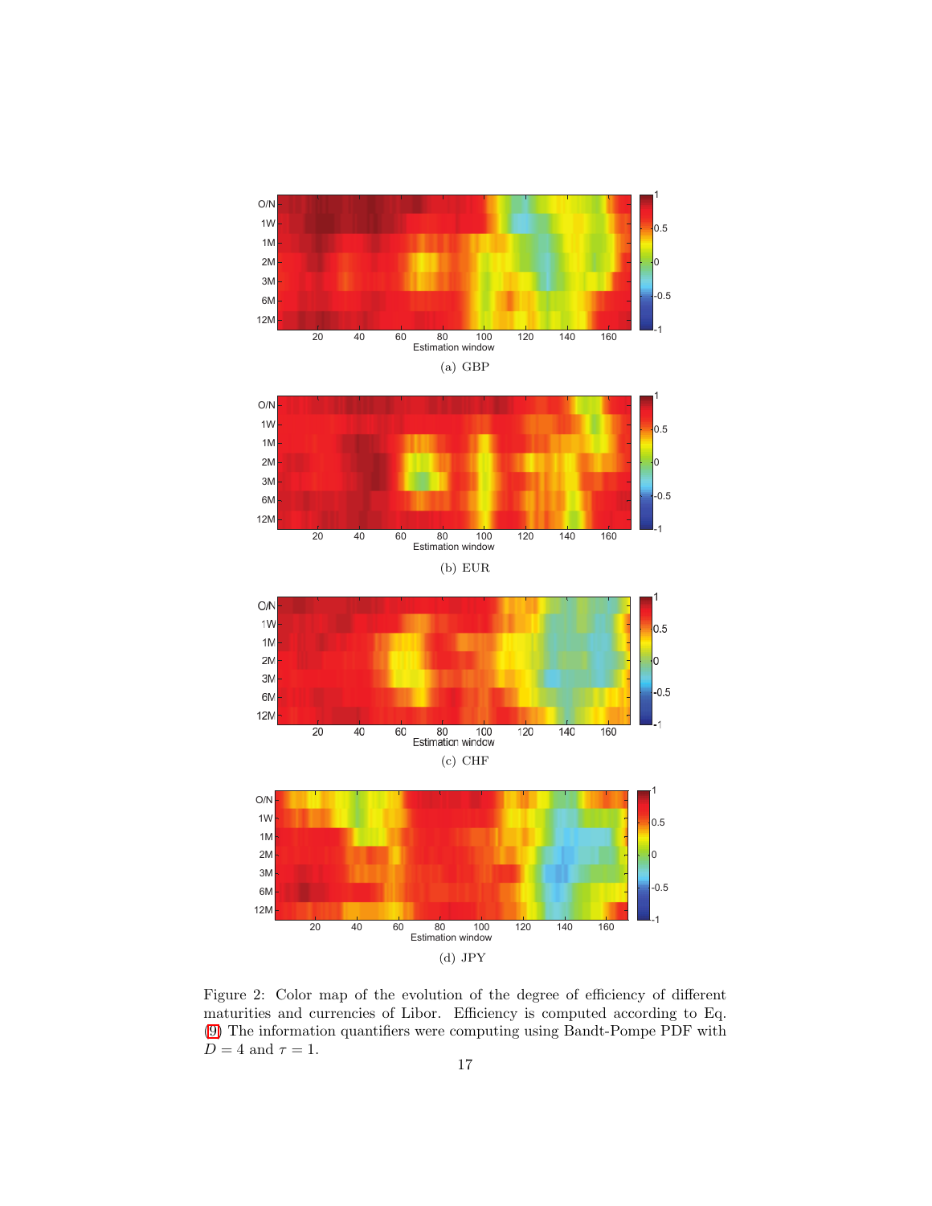O/N
1W
1M
2M
3M
6M
12M

20 40 60 80 100 120 140 160

Estimation window

1
0.5
0
-0.5
-1

(a) GBP

O/N
1W
1M
2M
3M
6M
12M

20 40 60 80 100 120 140 160

Estimation window

1
0.5
0
-0.5
-1

(b) EUR

O/N
1W
1M
2M
3M
6M
12M

20 40 60 80 100 120 140 160

Estimation window

1
0.5
0
-0.5
-1

(c) CHF

O/N
1W
1M
2M
3M
6M
12M

20 40 60 80 100 120 140 160

Estimation window

1
0.5
0
-0.5
-1

(d) JPY

Figure 2: Color map of the evolution of the degree of efficiency of different maturities and currencies of Libor. Efficiency is computed according to Eq. (9) The information quantifiers were computing using Bandt-Pompe PDF with $D = 4$ and $\tau = 1$.